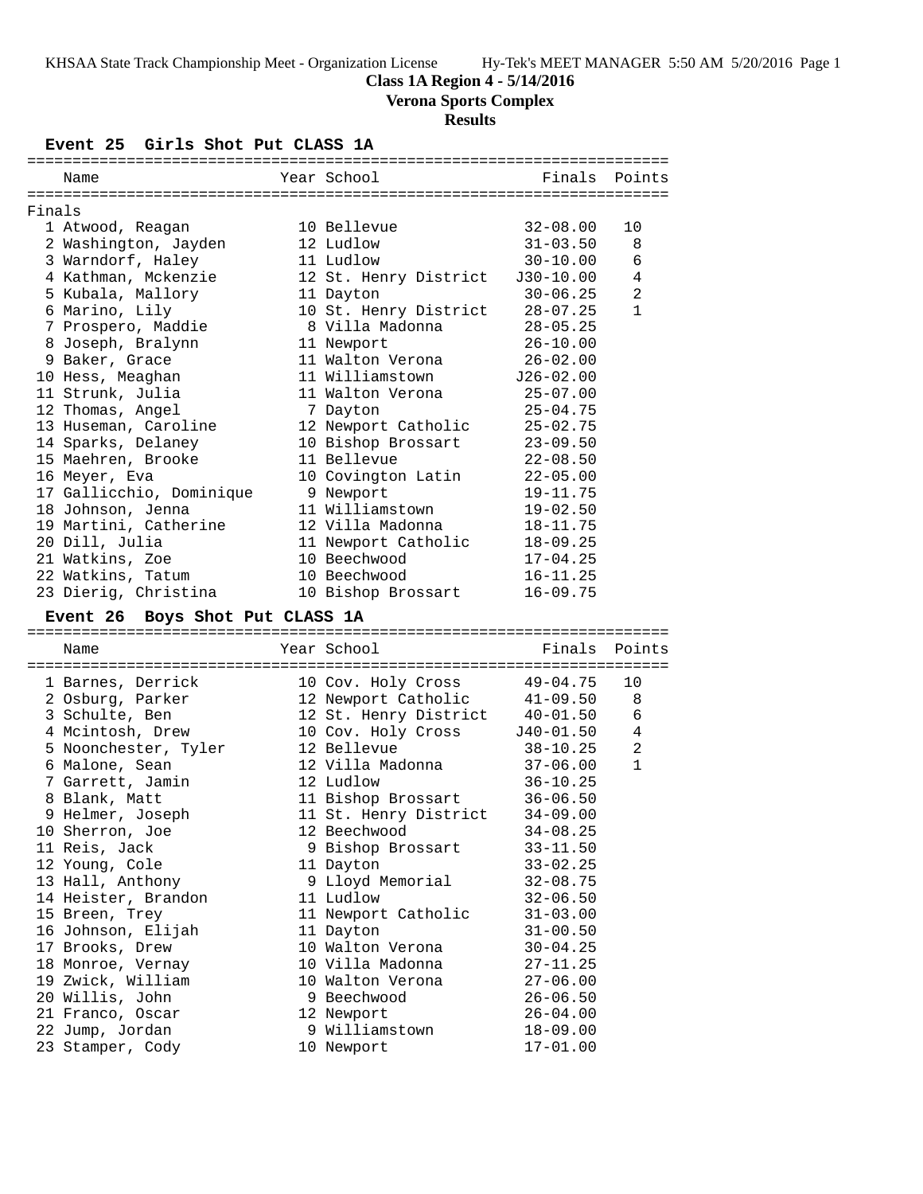KHSAA State Track Championship Meet - Organization License Hy-Tek's MEET MANAGER 5:50 AM 5/20/2016

# Class 1A Region 4 - 5/14/2016

## Verona Sports Complex

### Results

#### Event 25 Girls Shot Put CLASS 1A

Finals

| Place | Name | Year | School | Finals | Points |
|---|---|---|---|---|---|
| 1 | Atwood, Reagan | 10 | Bellevue | 32-08.00 | 10 |
| 2 | Washington, Jayden | 12 | Ludlow | 31-03.50 | 8 |
| 3 | Warndorf, Haley | 11 | Ludlow | 30-10.00 | 6 |
| 4 | Kathman, Mckenzie | 12 | St. Henry District | J30-10.00 | 4 |
| 5 | Kubala, Mallory | 11 | Dayton | 30-06.25 | 2 |
| 6 | Marino, Lily | 10 | St. Henry District | 28-07.25 | 1 |
| 7 | Prospero, Maddie | 8 | Villa Madonna | 28-05.25 | |
| 8 | Joseph, Bralynn | 11 | Newport | 26-10.00 | |
| 9 | Baker, Grace | 11 | Walton Verona | 26-02.00 | |
| 10 | Hess, Meaghan | 11 | Williamstown | J26-02.00 | |
| 11 | Strunk, Julia | 11 | Walton Verona | 25-07.00 | |
| 12 | Thomas, Angel | 7 | Dayton | 25-04.75 | |
| 13 | Huseman, Caroline | 12 | Newport Catholic | 25-02.75 | |
| 14 | Sparks, Delaney | 10 | Bishop Brossart | 23-09.50 | |
| 15 | Maehren, Brooke | 11 | Bellevue | 22-08.50 | |
| 16 | Meyer, Eva | 10 | Covington Latin | 22-05.00 | |
| 17 | Gallicchio, Dominique | 9 | Newport | 19-11.75 | |
| 18 | Johnson, Jenna | 11 | Williamstown | 19-02.50 | |
| 19 | Martini, Catherine | 12 | Villa Madonna | 18-11.75 | |
| 20 | Dill, Julia | 11 | Newport Catholic | 18-09.25 | |
| 21 | Watkins, Zoe | 10 | Beechwood | 17-04.25 | |
| 22 | Watkins, Tatum | 10 | Beechwood | 16-11.25 | |
| 23 | Dierig, Christina | 10 | Bishop Brossart | 16-09.75 | |

#### Event 26 Boys Shot Put CLASS 1A

| Place | Name | Year | School | Finals | Points |
|---|---|---|---|---|---|
| 1 | Barnes, Derrick | 10 | Cov. Holy Cross | 49-04.75 | 10 |
| 2 | Osburg, Parker | 12 | Newport Catholic | 41-09.50 | 8 |
| 3 | Schulte, Ben | 12 | St. Henry District | 40-01.50 | 6 |
| 4 | Mcintosh, Drew | 10 | Cov. Holy Cross | J40-01.50 | 4 |
| 5 | Noonchester, Tyler | 12 | Bellevue | 38-10.25 | 2 |
| 6 | Malone, Sean | 12 | Villa Madonna | 37-06.00 | 1 |
| 7 | Garrett, Jamin | 12 | Ludlow | 36-10.25 | |
| 8 | Blank, Matt | 11 | Bishop Brossart | 36-06.50 | |
| 9 | Helmer, Joseph | 11 | St. Henry District | 34-09.00 | |
| 10 | Sherron, Joe | 12 | Beechwood | 34-08.25 | |
| 11 | Reis, Jack | 9 | Bishop Brossart | 33-11.50 | |
| 12 | Young, Cole | 11 | Dayton | 33-02.25 | |
| 13 | Hall, Anthony | 9 | Lloyd Memorial | 32-08.75 | |
| 14 | Heister, Brandon | 11 | Ludlow | 32-06.50 | |
| 15 | Breen, Trey | 11 | Newport Catholic | 31-03.00 | |
| 16 | Johnson, Elijah | 11 | Dayton | 31-00.50 | |
| 17 | Brooks, Drew | 10 | Walton Verona | 30-04.25 | |
| 18 | Monroe, Vernay | 10 | Villa Madonna | 27-11.25 | |
| 19 | Zwick, William | 10 | Walton Verona | 27-06.00 | |
| 20 | Willis, John | 9 | Beechwood | 26-06.50 | |
| 21 | Franco, Oscar | 12 | Newport | 26-04.00 | |
| 22 | Jump, Jordan | 9 | Williamstown | 18-09.00 | |
| 23 | Stamper, Cody | 10 | Newport | 17-01.00 | |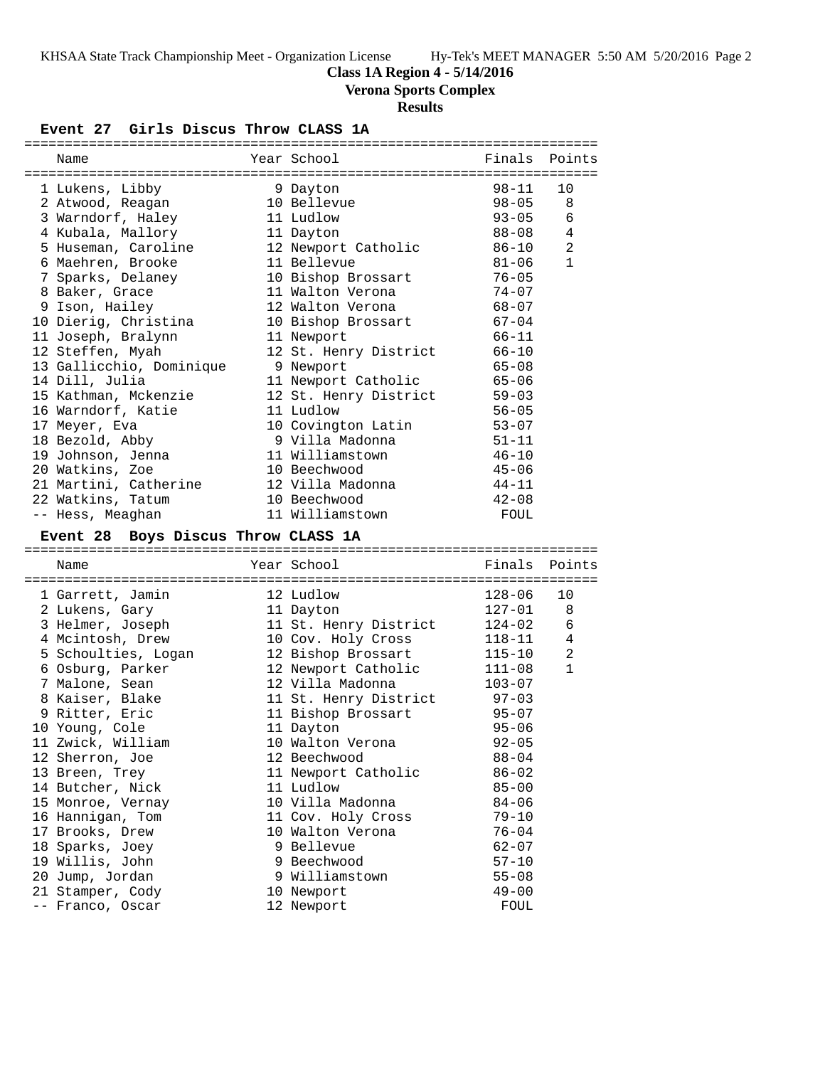**Class 1A Region 4 - 5/14/2016**

**Verona Sports Complex**

**Results**

### Event 27 Girls Discus Throw CLASS 1A

| | Name | Year | School | Finals | Points |
|---|---|---|---|---|---|
| 1 | Lukens, Libby | 9 | Dayton | 98-11 | 10 |
| 2 | Atwood, Reagan | 10 | Bellevue | 98-05 | 8 |
| 3 | Warndorf, Haley | 11 | Ludlow | 93-05 | 6 |
| 4 | Kubala, Mallory | 11 | Dayton | 88-08 | 4 |
| 5 | Huseman, Caroline | 12 | Newport Catholic | 86-10 | 2 |
| 6 | Maehren, Brooke | 11 | Bellevue | 81-06 | 1 |
| 7 | Sparks, Delaney | 10 | Bishop Brossart | 76-05 | |
| 8 | Baker, Grace | 11 | Walton Verona | 74-07 | |
| 9 | Ison, Hailey | 12 | Walton Verona | 68-07 | |
| 10 | Dierig, Christina | 10 | Bishop Brossart | 67-04 | |
| 11 | Joseph, Bralynn | 11 | Newport | 66-11 | |
| 12 | Steffen, Myah | 12 | St. Henry District | 66-10 | |
| 13 | Gallicchio, Dominique | 9 | Newport | 65-08 | |
| 14 | Dill, Julia | 11 | Newport Catholic | 65-06 | |
| 15 | Kathman, Mckenzie | 12 | St. Henry District | 59-03 | |
| 16 | Warndorf, Katie | 11 | Ludlow | 56-05 | |
| 17 | Meyer, Eva | 10 | Covington Latin | 53-07 | |
| 18 | Bezold, Abby | 9 | Villa Madonna | 51-11 | |
| 19 | Johnson, Jenna | 11 | Williamstown | 46-10 | |
| 20 | Watkins, Zoe | 10 | Beechwood | 45-06 | |
| 21 | Martini, Catherine | 12 | Villa Madonna | 44-11 | |
| 22 | Watkins, Tatum | 10 | Beechwood | 42-08 | |
| -- | Hess, Meaghan | 11 | Williamstown | FOUL | |

### Event 28 Boys Discus Throw CLASS 1A

| | Name | Year | School | Finals | Points |
|---|---|---|---|---|---|
| 1 | Garrett, Jamin | 12 | Ludlow | 128-06 | 10 |
| 2 | Lukens, Gary | 11 | Dayton | 127-01 | 8 |
| 3 | Helmer, Joseph | 11 | St. Henry District | 124-02 | 6 |
| 4 | Mcintosh, Drew | 10 | Cov. Holy Cross | 118-11 | 4 |
| 5 | Schoulties, Logan | 12 | Bishop Brossart | 115-10 | 2 |
| 6 | Osburg, Parker | 12 | Newport Catholic | 111-08 | 1 |
| 7 | Malone, Sean | 12 | Villa Madonna | 103-07 | |
| 8 | Kaiser, Blake | 11 | St. Henry District | 97-03 | |
| 9 | Ritter, Eric | 11 | Bishop Brossart | 95-07 | |
| 10 | Young, Cole | 11 | Dayton | 95-06 | |
| 11 | Zwick, William | 10 | Walton Verona | 92-05 | |
| 12 | Sherron, Joe | 12 | Beechwood | 88-04 | |
| 13 | Breen, Trey | 11 | Newport Catholic | 86-02 | |
| 14 | Butcher, Nick | 11 | Ludlow | 85-00 | |
| 15 | Monroe, Vernay | 10 | Villa Madonna | 84-06 | |
| 16 | Hannigan, Tom | 11 | Cov. Holy Cross | 79-10 | |
| 17 | Brooks, Drew | 10 | Walton Verona | 76-04 | |
| 18 | Sparks, Joey | 9 | Bellevue | 62-07 | |
| 19 | Willis, John | 9 | Beechwood | 57-10 | |
| 20 | Jump, Jordan | 9 | Williamstown | 55-08 | |
| 21 | Stamper, Cody | 10 | Newport | 49-00 | |
| -- | Franco, Oscar | 12 | Newport | FOUL | |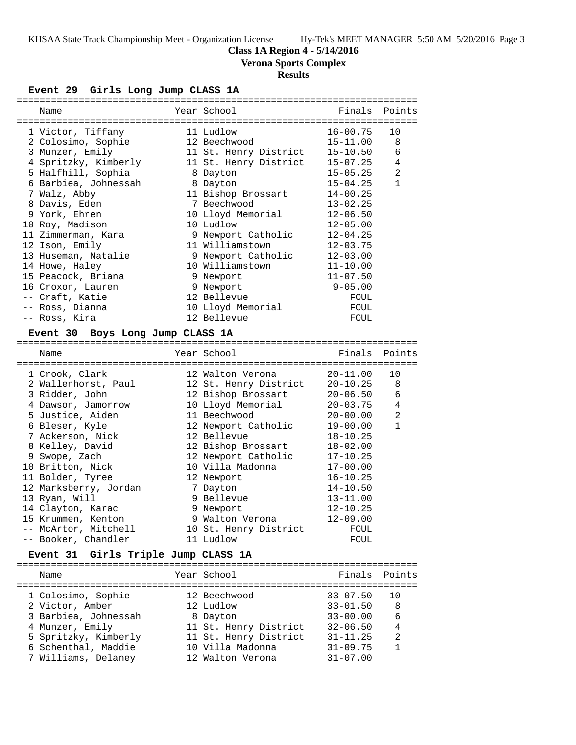**Class 1A Region 4 - 5/14/2016**

**Verona Sports Complex**

**Results**

### Event 29 Girls Long Jump CLASS 1A

| | Name | Year | School | Finals | Points |
|---|---|---|---|---|---|
| 1 | Victor, Tiffany | 11 | Ludlow | 16-00.75 | 10 |
| 2 | Colosimo, Sophie | 12 | Beechwood | 15-11.00 | 8 |
| 3 | Munzer, Emily | 11 | St. Henry District | 15-10.50 | 6 |
| 4 | Spritzky, Kimberly | 11 | St. Henry District | 15-07.25 | 4 |
| 5 | Halfhill, Sophia | 8 | Dayton | 15-05.25 | 2 |
| 6 | Barbiea, Johnessah | 8 | Dayton | 15-04.25 | 1 |
| 7 | Walz, Abby | 11 | Bishop Brossart | 14-00.25 | |
| 8 | Davis, Eden | 7 | Beechwood | 13-02.25 | |
| 9 | York, Ehren | 10 | Lloyd Memorial | 12-06.50 | |
| 10 | Roy, Madison | 10 | Ludlow | 12-05.00 | |
| 11 | Zimmerman, Kara | 9 | Newport Catholic | 12-04.25 | |
| 12 | Ison, Emily | 11 | Williamstown | 12-03.75 | |
| 13 | Huseman, Natalie | 9 | Newport Catholic | 12-03.00 | |
| 14 | Howe, Haley | 10 | Williamstown | 11-10.00 | |
| 15 | Peacock, Briana | 9 | Newport | 11-07.50 | |
| 16 | Croxon, Lauren | 9 | Newport | 9-05.00 | |
| -- | Craft, Katie | 12 | Bellevue | FOUL | |
| -- | Ross, Dianna | 10 | Lloyd Memorial | FOUL | |
| -- | Ross, Kira | 12 | Bellevue | FOUL | |

### Event 30 Boys Long Jump CLASS 1A

| | Name | Year | School | Finals | Points |
|---|---|---|---|---|---|
| 1 | Crook, Clark | 12 | Walton Verona | 20-11.00 | 10 |
| 2 | Wallenhorst, Paul | 12 | St. Henry District | 20-10.25 | 8 |
| 3 | Ridder, John | 12 | Bishop Brossart | 20-06.50 | 6 |
| 4 | Dawson, Jamorrow | 10 | Lloyd Memorial | 20-03.75 | 4 |
| 5 | Justice, Aiden | 11 | Beechwood | 20-00.00 | 2 |
| 6 | Bleser, Kyle | 12 | Newport Catholic | 19-00.00 | 1 |
| 7 | Ackerson, Nick | 12 | Bellevue | 18-10.25 | |
| 8 | Kelley, David | 12 | Bishop Brossart | 18-02.00 | |
| 9 | Swope, Zach | 12 | Newport Catholic | 17-10.25 | |
| 10 | Britton, Nick | 10 | Villa Madonna | 17-00.00 | |
| 11 | Bolden, Tyree | 12 | Newport | 16-10.25 | |
| 12 | Marksberry, Jordan | 7 | Dayton | 14-10.50 | |
| 13 | Ryan, Will | 9 | Bellevue | 13-11.00 | |
| 14 | Clayton, Karac | 9 | Newport | 12-10.25 | |
| 15 | Krummen, Kenton | 9 | Walton Verona | 12-09.00 | |
| -- | McArtor, Mitchell | 10 | St. Henry District | FOUL | |
| -- | Booker, Chandler | 11 | Ludlow | FOUL | |

### Event 31 Girls Triple Jump CLASS 1A

| | Name | Year | School | Finals | Points |
|---|---|---|---|---|---|
| 1 | Colosimo, Sophie | 12 | Beechwood | 33-07.50 | 10 |
| 2 | Victor, Amber | 12 | Ludlow | 33-01.50 | 8 |
| 3 | Barbiea, Johnessah | 8 | Dayton | 33-00.00 | 6 |
| 4 | Munzer, Emily | 11 | St. Henry District | 32-06.50 | 4 |
| 5 | Spritzky, Kimberly | 11 | St. Henry District | 31-11.25 | 2 |
| 6 | Schenthal, Maddie | 10 | Villa Madonna | 31-09.75 | 1 |
| 7 | Williams, Delaney | 12 | Walton Verona | 31-07.00 | |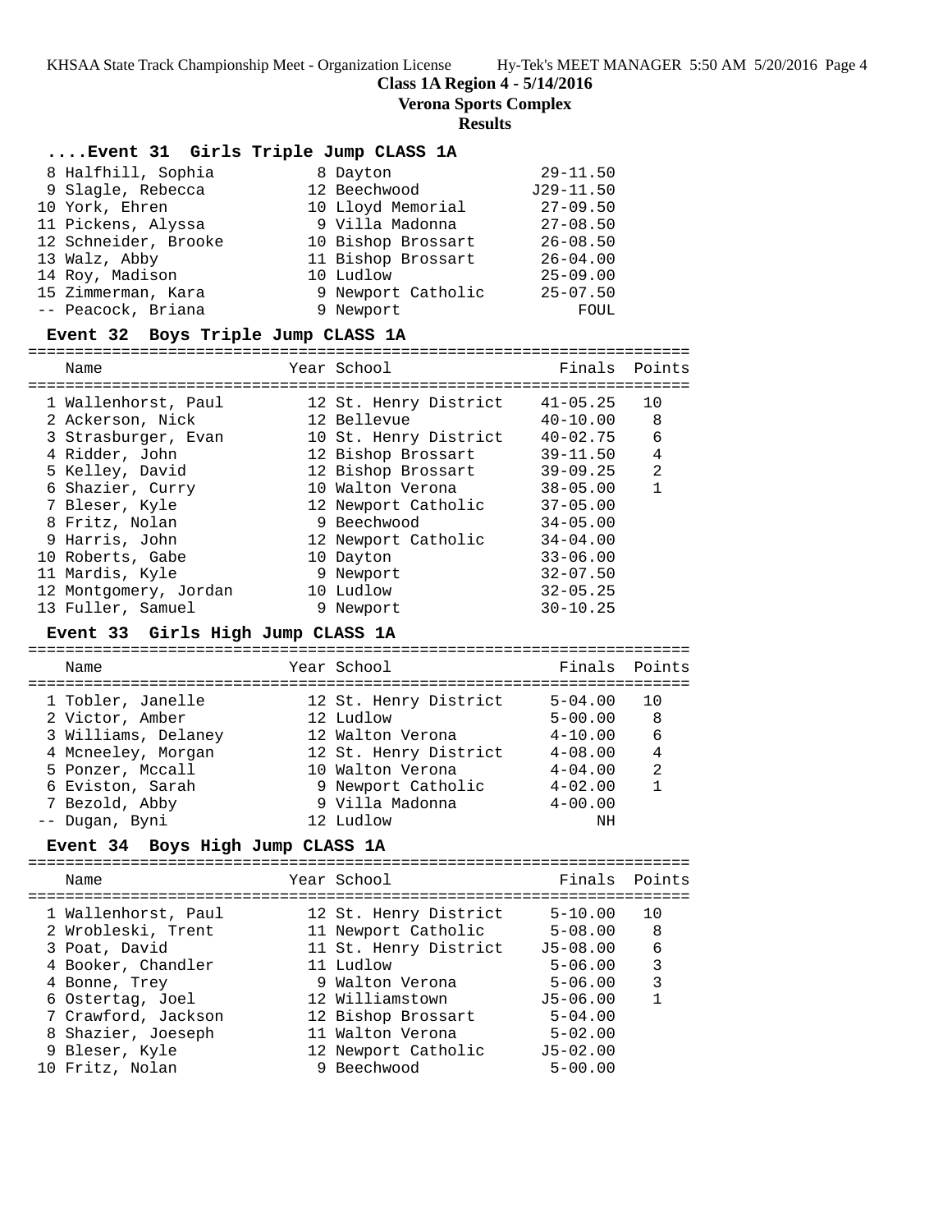## Class 1A Region 4 - 5/14/2016

## Verona Sports Complex

## Results

### ....Event 31 Girls Triple Jump CLASS 1A

| Place | Name | Year | School | Finals |
|---|---|---|---|---|
| 8 | Halfhill, Sophia | 8 | Dayton | 29-11.50 |
| 9 | Slagle, Rebecca | 12 | Beechwood | J29-11.50 |
| 10 | York, Ehren | 10 | Lloyd Memorial | 27-09.50 |
| 11 | Pickens, Alyssa | 9 | Villa Madonna | 27-08.50 |
| 12 | Schneider, Brooke | 10 | Bishop Brossart | 26-08.50 |
| 13 | Walz, Abby | 11 | Bishop Brossart | 26-04.00 |
| 14 | Roy, Madison | 10 | Ludlow | 25-09.00 |
| 15 | Zimmerman, Kara | 9 | Newport Catholic | 25-07.50 |
| -- | Peacock, Briana | 9 | Newport | FOUL |

### Event 32 Boys Triple Jump CLASS 1A

| Place | Name | Year | School | Finals | Points |
|---|---|---|---|---|---|
| 1 | Wallenhorst, Paul | 12 | St. Henry District | 41-05.25 | 10 |
| 2 | Ackerson, Nick | 12 | Bellevue | 40-10.00 | 8 |
| 3 | Strasburger, Evan | 10 | St. Henry District | 40-02.75 | 6 |
| 4 | Ridder, John | 12 | Bishop Brossart | 39-11.50 | 4 |
| 5 | Kelley, David | 12 | Bishop Brossart | 39-09.25 | 2 |
| 6 | Shazier, Curry | 10 | Walton Verona | 38-05.00 | 1 |
| 7 | Bleser, Kyle | 12 | Newport Catholic | 37-05.00 | |
| 8 | Fritz, Nolan | 9 | Beechwood | 34-05.00 | |
| 9 | Harris, John | 12 | Newport Catholic | 34-04.00 | |
| 10 | Roberts, Gabe | 10 | Dayton | 33-06.00 | |
| 11 | Mardis, Kyle | 9 | Newport | 32-07.50 | |
| 12 | Montgomery, Jordan | 10 | Ludlow | 32-05.25 | |
| 13 | Fuller, Samuel | 9 | Newport | 30-10.25 | |

### Event 33 Girls High Jump CLASS 1A

| Place | Name | Year | School | Finals | Points |
|---|---|---|---|---|---|
| 1 | Tobler, Janelle | 12 | St. Henry District | 5-04.00 | 10 |
| 2 | Victor, Amber | 12 | Ludlow | 5-00.00 | 8 |
| 3 | Williams, Delaney | 12 | Walton Verona | 4-10.00 | 6 |
| 4 | Mcneeley, Morgan | 12 | St. Henry District | 4-08.00 | 4 |
| 5 | Ponzer, Mccall | 10 | Walton Verona | 4-04.00 | 2 |
| 6 | Eviston, Sarah | 9 | Newport Catholic | 4-02.00 | 1 |
| 7 | Bezold, Abby | 9 | Villa Madonna | 4-00.00 | |
| -- | Dugan, Byni | 12 | Ludlow | NH | |

### Event 34 Boys High Jump CLASS 1A

| Place | Name | Year | School | Finals | Points |
|---|---|---|---|---|---|
| 1 | Wallenhorst, Paul | 12 | St. Henry District | 5-10.00 | 10 |
| 2 | Wrobleski, Trent | 11 | Newport Catholic | 5-08.00 | 8 |
| 3 | Poat, David | 11 | St. Henry District | J5-08.00 | 6 |
| 4 | Booker, Chandler | 11 | Ludlow | 5-06.00 | 3 |
| 4 | Bonne, Trey | 9 | Walton Verona | 5-06.00 | 3 |
| 6 | Ostertag, Joel | 12 | Williamstown | J5-06.00 | 1 |
| 7 | Crawford, Jackson | 12 | Bishop Brossart | 5-04.00 | |
| 8 | Shazier, Joeseph | 11 | Walton Verona | 5-02.00 | |
| 9 | Bleser, Kyle | 12 | Newport Catholic | J5-02.00 | |
| 10 | Fritz, Nolan | 9 | Beechwood | 5-00.00 | |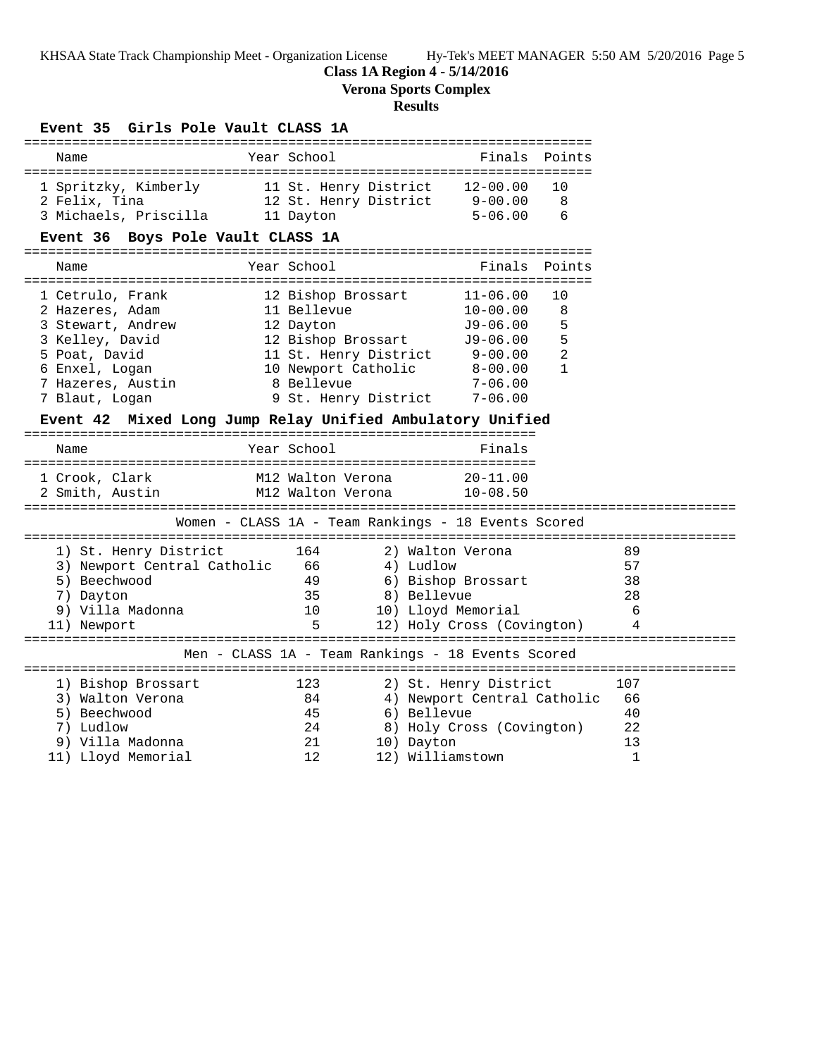**Class 1A Region 4 - 5/14/2016**

**Verona Sports Complex**

**Results**

### Event 35 Girls Pole Vault CLASS 1A

| Name | Year | School | Finals | Points |
|---|---|---|---|---|
| 1 Spritzky, Kimberly | 11 | St. Henry District | 12-00.00 | 10 |
| 2 Felix, Tina | 12 | St. Henry District | 9-00.00 | 8 |
| 3 Michaels, Priscilla | 11 | Dayton | 5-06.00 | 6 |

### Event 36 Boys Pole Vault CLASS 1A

| Name | Year | School | Finals | Points |
|---|---|---|---|---|
| 1 Cetrulo, Frank | 12 | Bishop Brossart | 11-06.00 | 10 |
| 2 Hazeres, Adam | 11 | Bellevue | 10-00.00 | 8 |
| 3 Stewart, Andrew | 12 | Dayton | J9-06.00 | 5 |
| 3 Kelley, David | 12 | Bishop Brossart | J9-06.00 | 5 |
| 5 Poat, David | 11 | St. Henry District | 9-00.00 | 2 |
| 6 Enxel, Logan | 10 | Newport Catholic | 8-00.00 | 1 |
| 7 Hazeres, Austin | 8 | Bellevue | 7-06.00 | |
| 7 Blaut, Logan | 9 | St. Henry District | 7-06.00 | |

### Event 42 Mixed Long Jump Relay Unified Ambulatory Unified

| Name | Year | School | Finals |
|---|---|---|---|
| 1 Crook, Clark | M12 | Walton Verona | 20-11.00 |
| 2 Smith, Austin | M12 | Walton Verona | 10-08.50 |

### Women - CLASS 1A - Team Rankings - 18 Events Scored

| | | | |
|---|---|---|---|
| 1) St. Henry District | 164 | 2) Walton Verona | 89 |
| 3) Newport Central Catholic | 66 | 4) Ludlow | 57 |
| 5) Beechwood | 49 | 6) Bishop Brossart | 38 |
| 7) Dayton | 35 | 8) Bellevue | 28 |
| 9) Villa Madonna | 10 | 10) Lloyd Memorial | 6 |
| 11) Newport | 5 | 12) Holy Cross (Covington) | 4 |

### Men - CLASS 1A - Team Rankings - 18 Events Scored

| | | | |
|---|---|---|---|
| 1) Bishop Brossart | 123 | 2) St. Henry District | 107 |
| 3) Walton Verona | 84 | 4) Newport Central Catholic | 66 |
| 5) Beechwood | 45 | 6) Bellevue | 40 |
| 7) Ludlow | 24 | 8) Holy Cross (Covington) | 22 |
| 9) Villa Madonna | 21 | 10) Dayton | 13 |
| 11) Lloyd Memorial | 12 | 12) Williamstown | 1 |